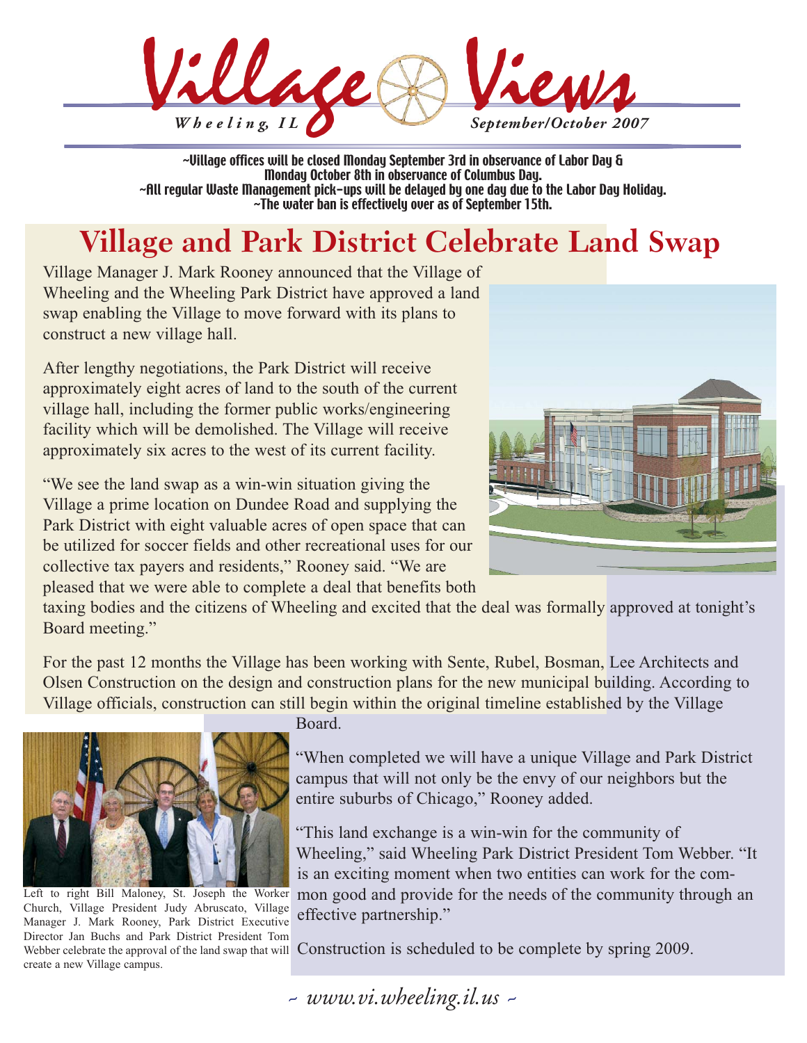# Village Views

*Wheeling, IL* — *September/October 2007*

~Village offices will be closed Monday September 3rd in observance of Labor Day & Monday October 8th in observance of Columbus Day.
~All regular Waste Management pick-ups will be delayed by one day due to the Labor Day Holiday.
~The water ban is effectively over as of September 15th.

## Village and Park District Celebrate Land Swap

Village Manager J. Mark Rooney announced that the Village of Wheeling and the Wheeling Park District have approved a land swap enabling the Village to move forward with its plans to construct a new village hall.

After lengthy negotiations, the Park District will receive approximately eight acres of land to the south of the current village hall, including the former public works/engineering facility which will be demolished. The Village will receive approximately six acres to the west of its current facility.

"We see the land swap as a win-win situation giving the Village a prime location on Dundee Road and supplying the Park District with eight valuable acres of open space that can be utilized for soccer fields and other recreational uses for our collective tax payers and residents," Rooney said. "We are pleased that we were able to complete a deal that benefits both taxing bodies and the citizens of Wheeling and excited that the deal was formally approved at tonight's Board meeting."

For the past 12 months the Village has been working with Sente, Rubel, Bosman, Lee Architects and Olsen Construction on the design and construction plans for the new municipal building. According to Village officials, construction can still begin within the original timeline established by the Village Board.

"When completed we will have a unique Village and Park District campus that will not only be the envy of our neighbors but the entire suburbs of Chicago," Rooney added.

"This land exchange is a win-win for the community of Wheeling," said Wheeling Park District President Tom Webber. "It is an exciting moment when two entities can work for the common good and provide for the needs of the community through an effective partnership."

Construction is scheduled to be complete by spring 2009.

Left to right Bill Maloney, St. Joseph the Worker Church, Village President Judy Abruscato, Village Manager J. Mark Rooney, Park District Executive Director Jan Buchs and Park District President Tom Webber celebrate the approval of the land swap that will create a new Village campus.

*~ www.vi.wheeling.il.us ~*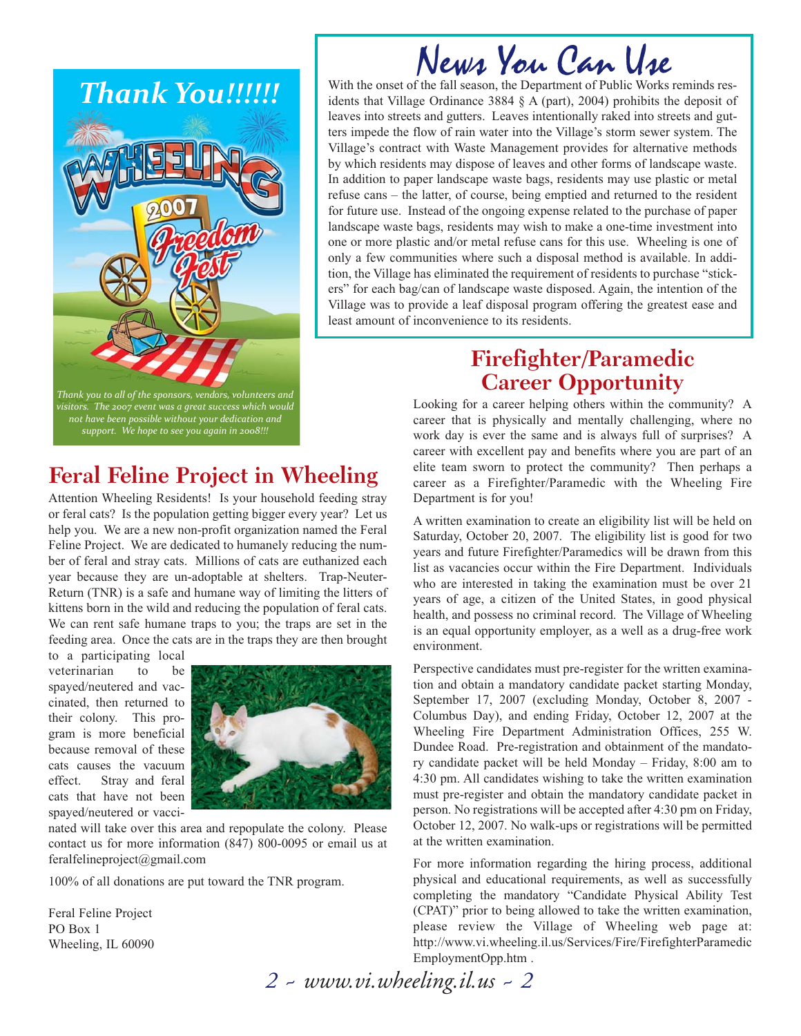# Thank You!!!!!

*Thank you to all of the sponsors, vendors, volunteers and visitors. The 2007 event was a great success which would not have been possible without your dedication and support. We hope to see you again in 2008!!!*

## Feral Feline Project in Wheeling

Attention Wheeling Residents! Is your household feeding stray or feral cats? Is the population getting bigger every year? Let us help you. We are a new non-profit organization named the Feral Feline Project. We are dedicated to humanely reducing the number of feral and stray cats. Millions of cats are euthanized each year because they are un-adoptable at shelters. Trap-Neuter-Return (TNR) is a safe and humane way of limiting the litters of kittens born in the wild and reducing the population of feral cats. We can rent safe humane traps to you; the traps are set in the feeding area. Once the cats are in the traps they are then brought to a participating local veterinarian to be spayed/neutered and vaccinated, then returned to their colony. This program is more beneficial because removal of these cats causes the vacuum effect. Stray and feral cats that have not been spayed/neutered or vaccinated will take over this area and repopulate the colony. Please contact us for more information (847) 800-0095 or email us at feralfelineproject@gmail.com

100% of all donations are put toward the TNR program.

Feral Feline Project
PO Box 1
Wheeling, IL 60090

# News You Can Use

With the onset of the fall season, the Department of Public Works reminds residents that Village Ordinance 3884 § A (part), 2004) prohibits the deposit of leaves into streets and gutters. Leaves intentionally raked into streets and gutters impede the flow of rain water into the Village's storm sewer system. The Village's contract with Waste Management provides for alternative methods by which residents may dispose of leaves and other forms of landscape waste. In addition to paper landscape waste bags, residents may use plastic or metal refuse cans – the latter, of course, being emptied and returned to the resident for future use. Instead of the ongoing expense related to the purchase of paper landscape waste bags, residents may wish to make a one-time investment into one or more plastic and/or metal refuse cans for this use. Wheeling is one of only a few communities where such a disposal method is available. In addition, the Village has eliminated the requirement of residents to purchase "stickers" for each bag/can of landscape waste disposed. Again, the intention of the Village was to provide a leaf disposal program offering the greatest ease and least amount of inconvenience to its residents.

## Firefighter/Paramedic Career Opportunity

Looking for a career helping others within the community? A career that is physically and mentally challenging, where no work day is ever the same and is always full of surprises? A career with excellent pay and benefits where you are part of an elite team sworn to protect the community? Then perhaps a career as a Firefighter/Paramedic with the Wheeling Fire Department is for you!

A written examination to create an eligibility list will be held on Saturday, October 20, 2007. The eligibility list is good for two years and future Firefighter/Paramedics will be drawn from this list as vacancies occur within the Fire Department. Individuals who are interested in taking the examination must be over 21 years of age, a citizen of the United States, in good physical health, and possess no criminal record. The Village of Wheeling is an equal opportunity employer, as a well as a drug-free work environment.

Perspective candidates must pre-register for the written examination and obtain a mandatory candidate packet starting Monday, September 17, 2007 (excluding Monday, October 8, 2007 - Columbus Day), and ending Friday, October 12, 2007 at the Wheeling Fire Department Administration Offices, 255 W. Dundee Road. Pre-registration and obtainment of the mandatory candidate packet will be held Monday – Friday, 8:00 am to 4:30 pm. All candidates wishing to take the written examination must pre-register and obtain the mandatory candidate packet in person. No registrations will be accepted after 4:30 pm on Friday, October 12, 2007. No walk-ups or registrations will be permitted at the written examination.

For more information regarding the hiring process, additional physical and educational requirements, as well as successfully completing the mandatory "Candidate Physical Ability Test (CPAT)" prior to being allowed to take the written examination, please review the Village of Wheeling web page at: http://www.vi.wheeling.il.us/Services/Fire/FirefighterParamedicEmploymentOpp.htm .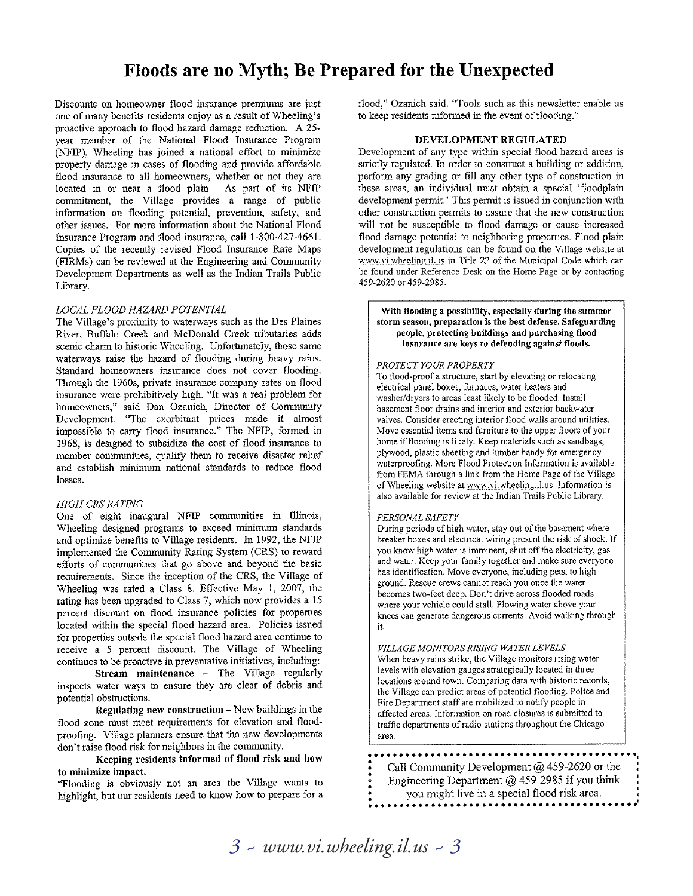# Floods are no Myth; Be Prepared for the Unexpected

Discounts on homeowner flood insurance premiums are just one of many benefits residents enjoy as a result of Wheeling's proactive approach to flood hazard damage reduction. A 25-year member of the National Flood Insurance Program (NFIP), Wheeling has joined a national effort to minimize property damage in cases of flooding and provide affordable flood insurance to all homeowners, whether or not they are located in or near a flood plain. As part of its NFIP commitment, the Village provides a range of public information on flooding potential, prevention, safety, and other issues. For more information about the National Flood Insurance Program and flood insurance, call 1-800-427-4661. Copies of the recently revised Flood Insurance Rate Maps (FIRMs) can be reviewed at the Engineering and Community Development Departments as well as the Indian Trails Public Library.

*LOCAL FLOOD HAZARD POTENTIAL*

The Village's proximity to waterways such as the Des Plaines River, Buffalo Creek and McDonald Creek tributaries adds scenic charm to historic Wheeling. Unfortunately, those same waterways raise the hazard of flooding during heavy rains. Standard homeowners insurance does not cover flooding. Through the 1960s, private insurance company rates on flood insurance were prohibitively high. "It was a real problem for homeowners," said Dan Ozanich, Director of Community Development. "The exorbitant prices made it almost impossible to carry flood insurance." The NFIP, formed in 1968, is designed to subsidize the cost of flood insurance to member communities, qualify them to receive disaster relief and establish minimum national standards to reduce flood losses.

*HIGH CRS RATING*

One of eight inaugural NFIP communities in Illinois, Wheeling designed programs to exceed minimum standards and optimize benefits to Village residents. In 1992, the NFIP implemented the Community Rating System (CRS) to reward efforts of communities that go above and beyond the basic requirements. Since the inception of the CRS, the Village of Wheeling was rated a Class 8. Effective May 1, 2007, the rating has been upgraded to Class 7, which now provides a 15 percent discount on flood insurance policies for properties located within the special flood hazard area. Policies issued for properties outside the special flood hazard area continue to receive a 5 percent discount. The Village of Wheeling continues to be proactive in preventative initiatives, including:

**Stream maintenance** – The Village regularly inspects water ways to ensure they are clear of debris and potential obstructions.

**Regulating new construction** – New buildings in the flood zone must meet requirements for elevation and flood-proofing. Village planners ensure that the new developments don't raise flood risk for neighbors in the community.

**Keeping residents informed of flood risk and how to minimize impact.**

"Flooding is obviously not an area the Village wants to highlight, but our residents need to know how to prepare for a flood," Ozanich said. "Tools such as this newsletter enable us to keep residents informed in the event of flooding."

**DEVELOPMENT REGULATED**

Development of any type within special flood hazard areas is strictly regulated. In order to construct a building or addition, perform any grading or fill any other type of construction in these areas, an individual must obtain a special 'floodplain development permit.' This permit is issued in conjunction with other construction permits to assure that the new construction will not be susceptible to flood damage or cause increased flood damage potential to neighboring properties. Flood plain development regulations can be found on the Village website at www.vi.wheeling.il.us in Title 22 of the Municipal Code which can be found under Reference Desk on the Home Page or by contacting 459-2620 or 459-2985.

**With flooding a possibility, especially during the summer storm season, preparation is the best defense. Safeguarding people, protecting buildings and purchasing flood insurance are keys to defending against floods.**

*PROTECT YOUR PROPERTY*

To flood-proof a structure, start by elevating or relocating electrical panel boxes, furnaces, water heaters and washer/dryers to areas least likely to be flooded. Install basement floor drains and interior and exterior backwater valves. Consider erecting interior flood walls around utilities. Move essential items and furniture to the upper floors of your home if flooding is likely. Keep materials such as sandbags, plywood, plastic sheeting and lumber handy for emergency waterproofing. More Flood Protection Information is available from FEMA through a link from the Home Page of the Village of Wheeling website at www.vi.wheeling.il.us. Information is also available for review at the Indian Trails Public Library.

*PERSONAL SAFETY*

During periods of high water, stay out of the basement where breaker boxes and electrical wiring present the risk of shock. If you know high water is imminent, shut off the electricity, gas and water. Keep your family together and make sure everyone has identification. Move everyone, including pets, to high ground. Rescue crews cannot reach you once the water becomes two-feet deep. Don't drive across flooded roads where your vehicle could stall. Flowing water above your knees can generate dangerous currents. Avoid walking through it.

*VILLAGE MONITORS RISING WATER LEVELS*

When heavy rains strike, the Village monitors rising water levels with elevation gauges strategically located in three locations around town. Comparing data with historic records, the Village can predict areas of potential flooding. Police and Fire Department staff are mobilized to notify people in affected areas. Information on road closures is submitted to traffic departments of radio stations throughout the Chicago area.

Call Community Development @ 459-2620 or the Engineering Department @ 459-2985 if you think you might live in a special flood risk area.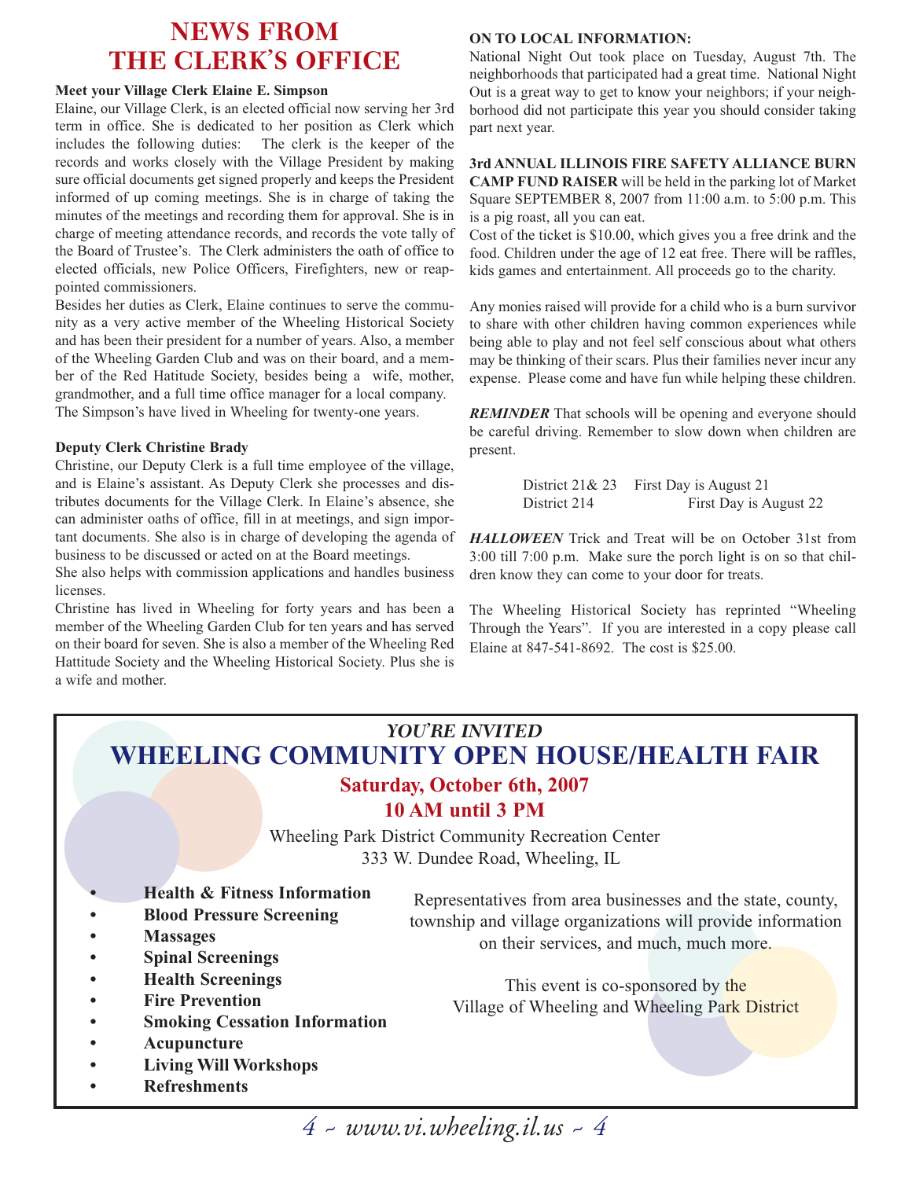# NEWS FROM THE CLERK'S OFFICE

**Meet your Village Clerk Elaine E. Simpson**

Elaine, our Village Clerk, is an elected official now serving her 3rd term in office. She is dedicated to her position as Clerk which includes the following duties: The clerk is the keeper of the records and works closely with the Village President by making sure official documents get signed properly and keeps the President informed of up coming meetings. She is in charge of taking the minutes of the meetings and recording them for approval. She is in charge of meeting attendance records, and records the vote tally of the Board of Trustee's. The Clerk administers the oath of office to elected officials, new Police Officers, Firefighters, new or reappointed commissioners.

Besides her duties as Clerk, Elaine continues to serve the community as a very active member of the Wheeling Historical Society and has been their president for a number of years. Also, a member of the Wheeling Garden Club and was on their board, and a member of the Red Hatitude Society, besides being a wife, mother, grandmother, and a full time office manager for a local company. The Simpson's have lived in Wheeling for twenty-one years.

**Deputy Clerk Christine Brady**

Christine, our Deputy Clerk is a full time employee of the village, and is Elaine's assistant. As Deputy Clerk she processes and distributes documents for the Village Clerk. In Elaine's absence, she can administer oaths of office, fill in at meetings, and sign important documents. She also is in charge of developing the agenda of business to be discussed or acted on at the Board meetings.

She also helps with commission applications and handles business licenses.

Christine has lived in Wheeling for forty years and has been a member of the Wheeling Garden Club for ten years and has served on their board for seven. She is also a member of the Wheeling Red Hattitude Society and the Wheeling Historical Society. Plus she is a wife and mother.

**ON TO LOCAL INFORMATION:**

National Night Out took place on Tuesday, August 7th. The neighborhoods that participated had a great time. National Night Out is a great way to get to know your neighbors; if your neighborhood did not participate this year you should consider taking part next year.

**3rd ANNUAL ILLINOIS FIRE SAFETY ALLIANCE BURN CAMP FUND RAISER** will be held in the parking lot of Market Square SEPTEMBER 8, 2007 from 11:00 a.m. to 5:00 p.m. This is a pig roast, all you can eat.

Cost of the ticket is $10.00, which gives you a free drink and the food. Children under the age of 12 eat free. There will be raffles, kids games and entertainment. All proceeds go to the charity.

Any monies raised will provide for a child who is a burn survivor to share with other children having common experiences while being able to play and not feel self conscious about what others may be thinking of their scars. Plus their families never incur any expense. Please come and have fun while helping these children.

***REMINDER*** That schools will be opening and everyone should be careful driving. Remember to slow down when children are present.

| | |
|---|---|
| District 21& 23 | First Day is August 21 |
| District 214 | First Day is August 22 |

***HALLOWEEN*** Trick and Treat will be on October 31st from 3:00 till 7:00 p.m. Make sure the porch light is on so that children know they can come to your door for treats.

The Wheeling Historical Society has reprinted "Wheeling Through the Years". If you are interested in a copy please call Elaine at 847-541-8692. The cost is $25.00.

---

*YOU'RE INVITED*

## WHEELING COMMUNITY OPEN HOUSE/HEALTH FAIR

**Saturday, October 6th, 2007**
**10 AM until 3 PM**

Wheeling Park District Community Recreation Center
333 W. Dundee Road, Wheeling, IL

- **Health & Fitness Information**
- **Blood Pressure Screening**
- **Massages**
- **Spinal Screenings**
- **Health Screenings**
- **Fire Prevention**
- **Smoking Cessation Information**
- **Acupuncture**
- **Living Will Workshops**
- **Refreshments**

Representatives from area businesses and the state, county, township and village organizations will provide information on their services, and much, much more.

This event is co-sponsored by the Village of Wheeling and Wheeling Park District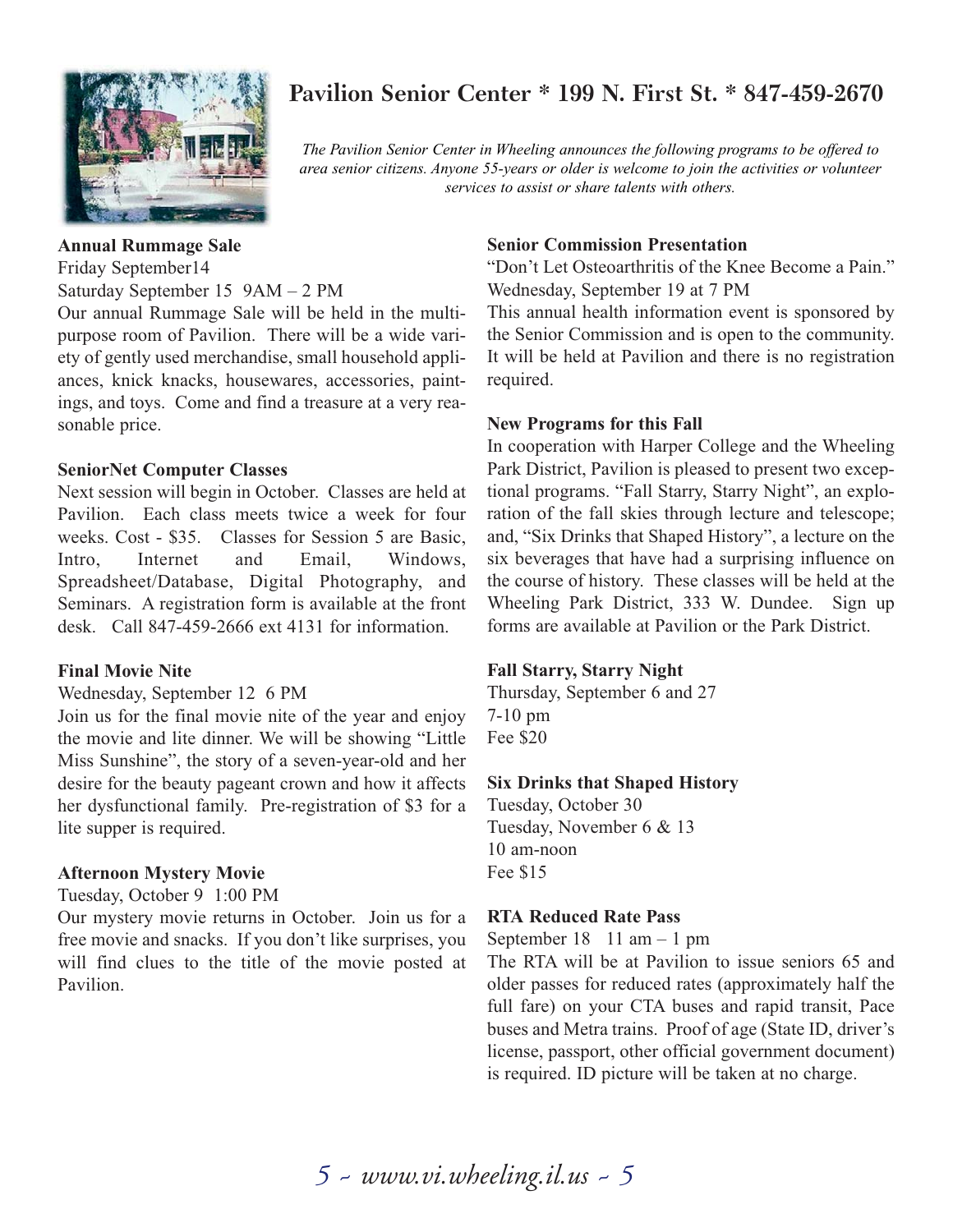# Pavilion Senior Center * 199 N. First St. * 847-459-2670

*The Pavilion Senior Center in Wheeling announces the following programs to be offered to area senior citizens. Anyone 55-years or older is welcome to join the activities or volunteer services to assist or share talents with others.*

**Annual Rummage Sale**

Friday September14

Saturday September 15 9AM – 2 PM

Our annual Rummage Sale will be held in the multi-purpose room of Pavilion. There will be a wide variety of gently used merchandise, small household appliances, knick knacks, housewares, accessories, paintings, and toys. Come and find a treasure at a very reasonable price.

**SeniorNet Computer Classes**

Next session will begin in October. Classes are held at Pavilion. Each class meets twice a week for four weeks. Cost - $35. Classes for Session 5 are Basic, Intro, Internet and Email, Windows, Spreadsheet/Database, Digital Photography, and Seminars. A registration form is available at the front desk. Call 847-459-2666 ext 4131 for information.

**Final Movie Nite**

Wednesday, September 12 6 PM

Join us for the final movie nite of the year and enjoy the movie and lite dinner. We will be showing "Little Miss Sunshine", the story of a seven-year-old and her desire for the beauty pageant crown and how it affects her dysfunctional family. Pre-registration of $3 for a lite supper is required.

**Afternoon Mystery Movie**

Tuesday, October 9 1:00 PM

Our mystery movie returns in October. Join us for a free movie and snacks. If you don't like surprises, you will find clues to the title of the movie posted at Pavilion.

**Senior Commission Presentation**

"Don't Let Osteoarthritis of the Knee Become a Pain."

Wednesday, September 19 at 7 PM

This annual health information event is sponsored by the Senior Commission and is open to the community. It will be held at Pavilion and there is no registration required.

**New Programs for this Fall**

In cooperation with Harper College and the Wheeling Park District, Pavilion is pleased to present two exceptional programs. "Fall Starry, Starry Night", an exploration of the fall skies through lecture and telescope; and, "Six Drinks that Shaped History", a lecture on the six beverages that have had a surprising influence on the course of history. These classes will be held at the Wheeling Park District, 333 W. Dundee. Sign up forms are available at Pavilion or the Park District.

**Fall Starry, Starry Night**

Thursday, September 6 and 27

7-10 pm

Fee $20

**Six Drinks that Shaped History**

Tuesday, October 30

Tuesday, November 6 & 13

10 am-noon

Fee $15

**RTA Reduced Rate Pass**

September 18 11 am – 1 pm

The RTA will be at Pavilion to issue seniors 65 and older passes for reduced rates (approximately half the full fare) on your CTA buses and rapid transit, Pace buses and Metra trains. Proof of age (State ID, driver's license, passport, other official government document) is required. ID picture will be taken at no charge.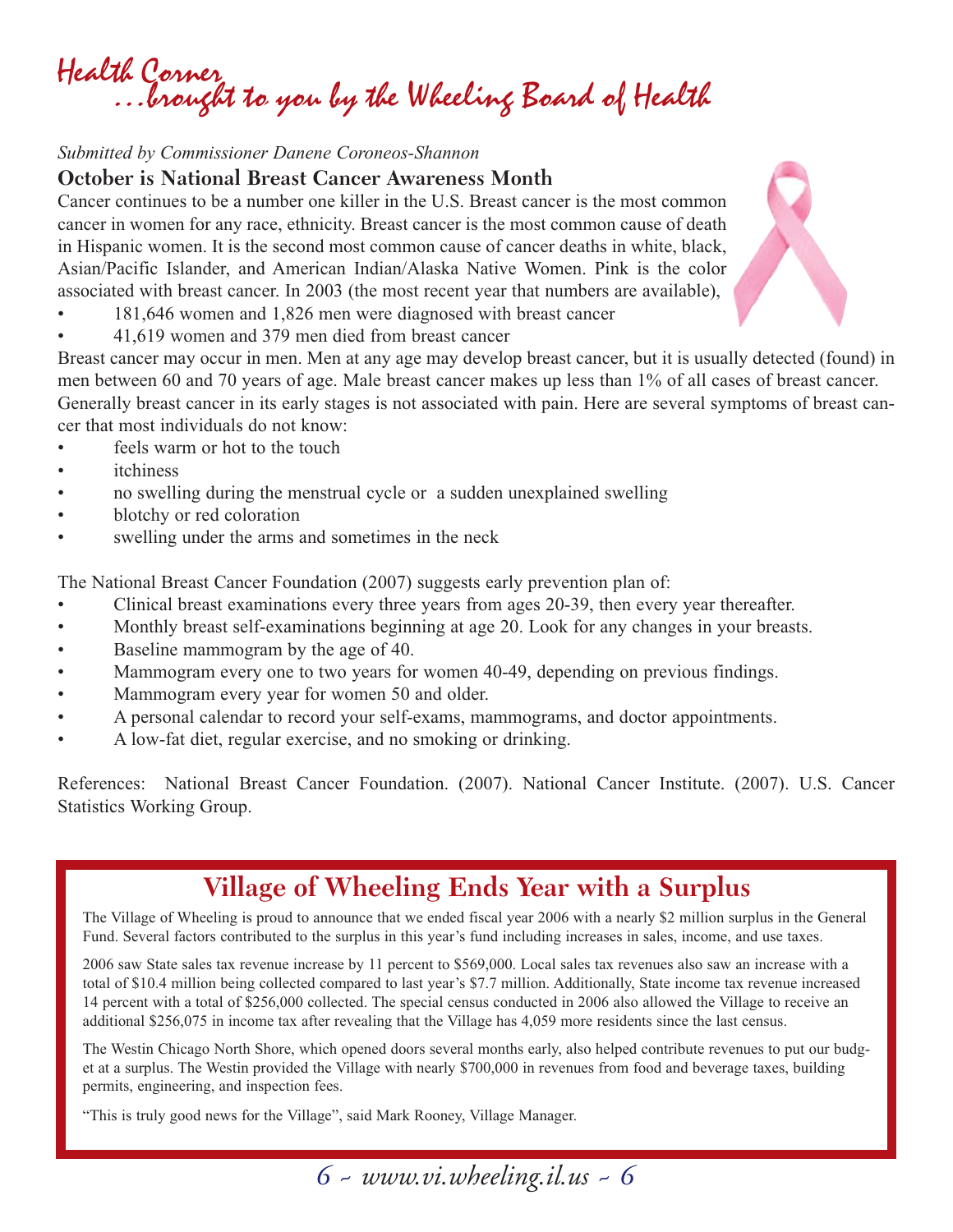# Health Corner
## ...brought to you by the Wheeling Board of Health

*Submitted by Commissioner Danene Coroneos-Shannon*

**October is National Breast Cancer Awareness Month**

Cancer continues to be a number one killer in the U.S. Breast cancer is the most common cancer in women for any race, ethnicity. Breast cancer is the most common cause of death in Hispanic women. It is the second most common cause of cancer deaths in white, black, Asian/Pacific Islander, and American Indian/Alaska Native Women. Pink is the color associated with breast cancer. In 2003 (the most recent year that numbers are available),

- 181,646 women and 1,826 men were diagnosed with breast cancer
- 41,619 women and 379 men died from breast cancer

Breast cancer may occur in men. Men at any age may develop breast cancer, but it is usually detected (found) in men between 60 and 70 years of age. Male breast cancer makes up less than 1% of all cases of breast cancer. Generally breast cancer in its early stages is not associated with pain. Here are several symptoms of breast cancer that most individuals do not know:

- feels warm or hot to the touch
- itchiness
- no swelling during the menstrual cycle or a sudden unexplained swelling
- blotchy or red coloration
- swelling under the arms and sometimes in the neck

The National Breast Cancer Foundation (2007) suggests early prevention plan of:

- Clinical breast examinations every three years from ages 20-39, then every year thereafter.
- Monthly breast self-examinations beginning at age 20. Look for any changes in your breasts.
- Baseline mammogram by the age of 40.
- Mammogram every one to two years for women 40-49, depending on previous findings.
- Mammogram every year for women 50 and older.
- A personal calendar to record your self-exams, mammograms, and doctor appointments.
- A low-fat diet, regular exercise, and no smoking or drinking.

References: National Breast Cancer Foundation. (2007). National Cancer Institute. (2007). U.S. Cancer Statistics Working Group.

## Village of Wheeling Ends Year with a Surplus

The Village of Wheeling is proud to announce that we ended fiscal year 2006 with a nearly $2 million surplus in the General Fund. Several factors contributed to the surplus in this year's fund including increases in sales, income, and use taxes.

2006 saw State sales tax revenue increase by 11 percent to $569,000. Local sales tax revenues also saw an increase with a total of $10.4 million being collected compared to last year's $7.7 million. Additionally, State income tax revenue increased 14 percent with a total of $256,000 collected. The special census conducted in 2006 also allowed the Village to receive an additional $256,075 in income tax after revealing that the Village has 4,059 more residents since the last census.

The Westin Chicago North Shore, which opened doors several months early, also helped contribute revenues to put our budget at a surplus. The Westin provided the Village with nearly $700,000 in revenues from food and beverage taxes, building permits, engineering, and inspection fees.

"This is truly good news for the Village", said Mark Rooney, Village Manager.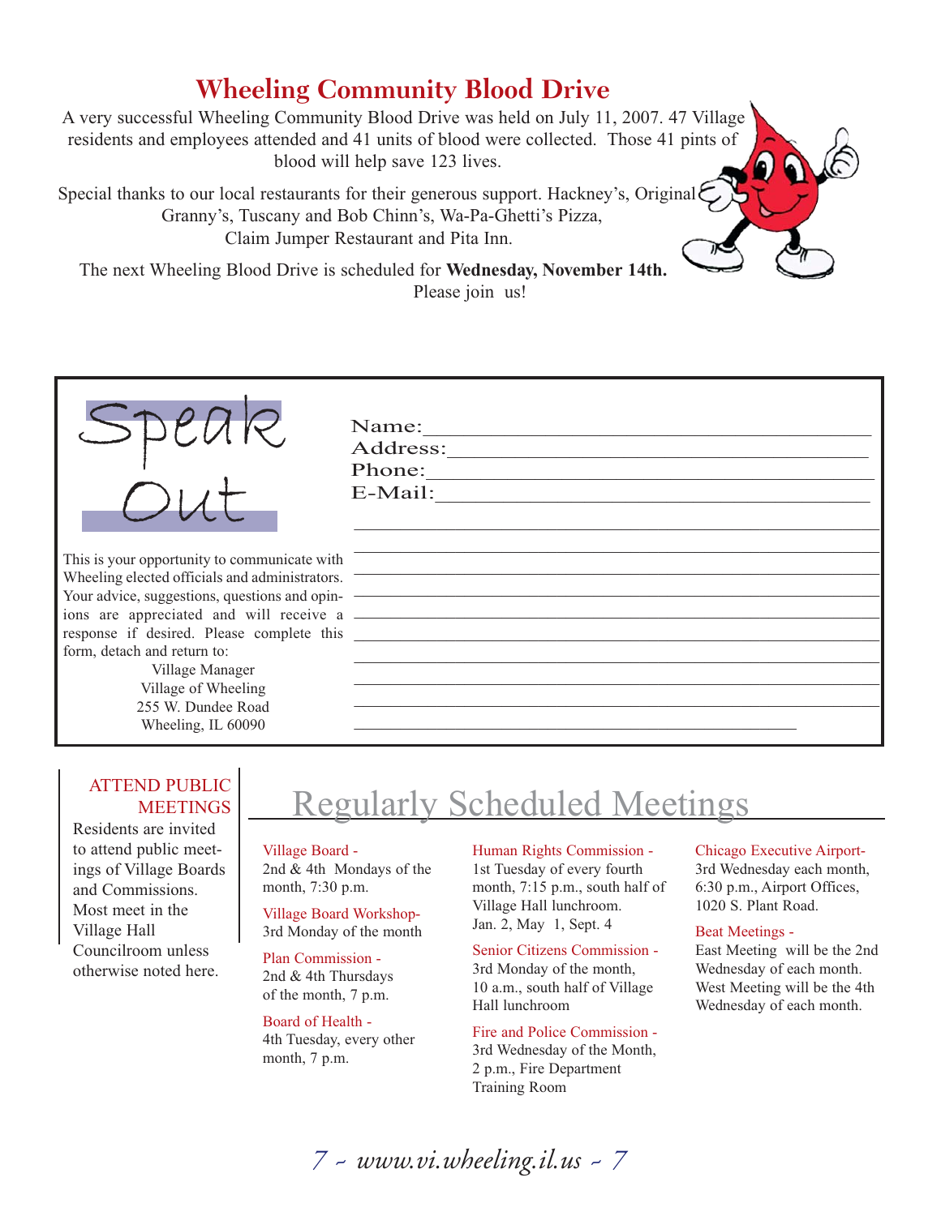# Wheeling Community Blood Drive

A very successful Wheeling Community Blood Drive was held on July 11, 2007. 47 Village residents and employees attended and 41 units of blood were collected. Those 41 pints of blood will help save 123 lives.

Special thanks to our local restaurants for their generous support. Hackney's, Original Granny's, Tuscany and Bob Chinn's, Wa-Pa-Ghetti's Pizza, Claim Jumper Restaurant and Pita Inn.

The next Wheeling Blood Drive is scheduled for **Wednesday, November 14th.** Please join us!

## Speak Out

Name:_______________________________________

Address:_____________________________________

Phone:______________________________________

E-Mail:______________________________________

This is your opportunity to communicate with Wheeling elected officials and administrators. Your advice, suggestions, questions and opinions are appreciated and will receive a response if desired. Please complete this form, detach and return to:

Village Manager
Village of Wheeling
255 W. Dundee Road
Wheeling, IL 60090

### ATTEND PUBLIC MEETINGS

Residents are invited to attend public meetings of Village Boards and Commissions. Most meet in the Village Hall Councilroom unless otherwise noted here.

## Regularly Scheduled Meetings

**Village Board -**
2nd & 4th Mondays of the month, 7:30 p.m.

**Village Board Workshop-**
3rd Monday of the month

**Plan Commission -**
2nd & 4th Thursdays of the month, 7 p.m.

**Board of Health -**
4th Tuesday, every other month, 7 p.m.

**Human Rights Commission -**
1st Tuesday of every fourth month, 7:15 p.m., south half of Village Hall lunchroom. Jan. 2, May 1, Sept. 4

**Senior Citizens Commission -**
3rd Monday of the month, 10 a.m., south half of Village Hall lunchroom

**Fire and Police Commission -**
3rd Wednesday of the Month, 2 p.m., Fire Department Training Room

**Chicago Executive Airport-**
3rd Wednesday each month, 6:30 p.m., Airport Offices, 1020 S. Plant Road.

**Beat Meetings -**
East Meeting will be the 2nd Wednesday of each month. West Meeting will be the 4th Wednesday of each month.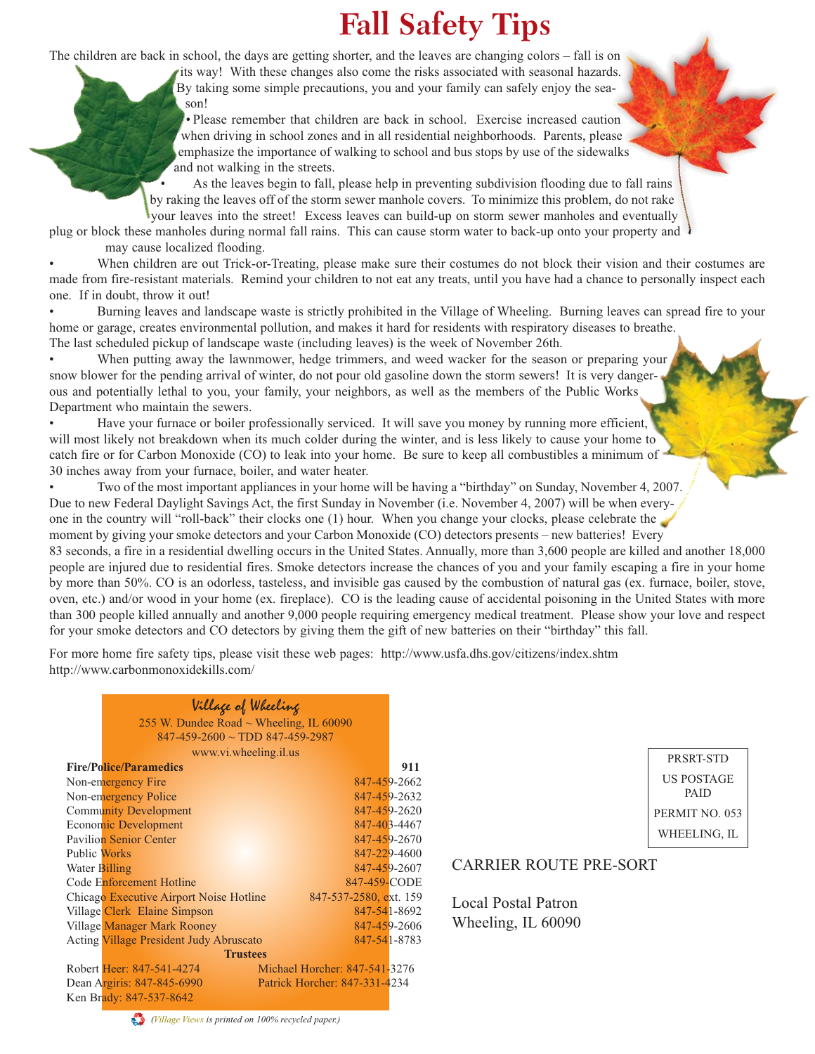# Fall Safety Tips

The children are back in school, the days are getting shorter, and the leaves are changing colors – fall is on its way! With these changes also come the risks associated with seasonal hazards. By taking some simple precautions, you and your family can safely enjoy the season!

- Please remember that children are back in school. Exercise increased caution when driving in school zones and in all residential neighborhoods. Parents, please emphasize the importance of walking to school and bus stops by use of the sidewalks and not walking in the streets.
- As the leaves begin to fall, please help in preventing subdivision flooding due to fall rains by raking the leaves off of the storm sewer manhole covers. To minimize this problem, do not rake your leaves into the street! Excess leaves can build-up on storm sewer manholes and eventually plug or block these manholes during normal fall rains. This can cause storm water to back-up onto your property and may cause localized flooding.
- When children are out Trick-or-Treating, please make sure their costumes do not block their vision and their costumes are made from fire-resistant materials. Remind your children to not eat any treats, until you have had a chance to personally inspect each one. If in doubt, throw it out!
- Burning leaves and landscape waste is strictly prohibited in the Village of Wheeling. Burning leaves can spread fire to your home or garage, creates environmental pollution, and makes it hard for residents with respiratory diseases to breathe. The last scheduled pickup of landscape waste (including leaves) is the week of November 26th.
- When putting away the lawnmower, hedge trimmers, and weed wacker for the season or preparing your snow blower for the pending arrival of winter, do not pour old gasoline down the storm sewers! It is very dangerous and potentially lethal to you, your family, your neighbors, as well as the members of the Public Works Department who maintain the sewers.
- Have your furnace or boiler professionally serviced. It will save you money by running more efficient, will most likely not breakdown when its much colder during the winter, and is less likely to cause your home to catch fire or for Carbon Monoxide (CO) to leak into your home. Be sure to keep all combustibles a minimum of 30 inches away from your furnace, boiler, and water heater.
- Two of the most important appliances in your home will be having a "birthday" on Sunday, November 4, 2007. Due to new Federal Daylight Savings Act, the first Sunday in November (i.e. November 4, 2007) will be when everyone in the country will "roll-back" their clocks one (1) hour. When you change your clocks, please celebrate the moment by giving your smoke detectors and your Carbon Monoxide (CO) detectors presents – new batteries! Every 83 seconds, a fire in a residential dwelling occurs in the United States. Annually, more than 3,600 people are killed and another 18,000 people are injured due to residential fires. Smoke detectors increase the chances of you and your family escaping a fire in your home by more than 50%. CO is an odorless, tasteless, and invisible gas caused by the combustion of natural gas (ex. furnace, boiler, stove, oven, etc.) and/or wood in your home (ex. fireplace). CO is the leading cause of accidental poisoning in the United States with more than 300 people killed annually and another 9,000 people requiring emergency medical treatment. Please show your love and respect for your smoke detectors and CO detectors by giving them the gift of new batteries on their "birthday" this fall.

For more home fire safety tips, please visit these web pages: http://www.usfa.dhs.gov/citizens/index.shtm
http://www.carbonmonoxidekills.com/

**Village of Wheeling**
255 W. Dundee Road ~ Wheeling, IL 60090
847-459-2600 ~ TDD 847-459-2987
www.vi.wheeling.il.us

| | |
|---|---|
| **Fire/Police/Paramedics** | **911** |
| Non-emergency Fire | 847-459-2662 |
| Non-emergency Police | 847-459-2632 |
| Community Development | 847-459-2620 |
| Economic Development | 847-403-4467 |
| Pavilion Senior Center | 847-459-2670 |
| Public Works | 847-229-4600 |
| Water Billing | 847-459-2607 |
| Code Enforcement Hotline | 847-459-CODE |
| Chicago Executive Airport Noise Hotline | 847-537-2580, ext. 159 |
| Village Clerk Elaine Simpson | 847-541-8692 |
| Village Manager Mark Rooney | 847-459-2606 |
| Acting Village President Judy Abruscato | 847-541-8783 |

**Trustees**

Robert Heer: 847-541-4274
Dean Argiris: 847-845-6990
Ken Brady: 847-537-8642
Michael Horcher: 847-541-3276
Patrick Horcher: 847-331-4234

(*Village Views is printed on 100% recycled paper.*)

PRSRT-STD
US POSTAGE PAID
PERMIT NO. 053
WHEELING, IL

CARRIER ROUTE PRE-SORT

Local Postal Patron
Wheeling, IL 60090